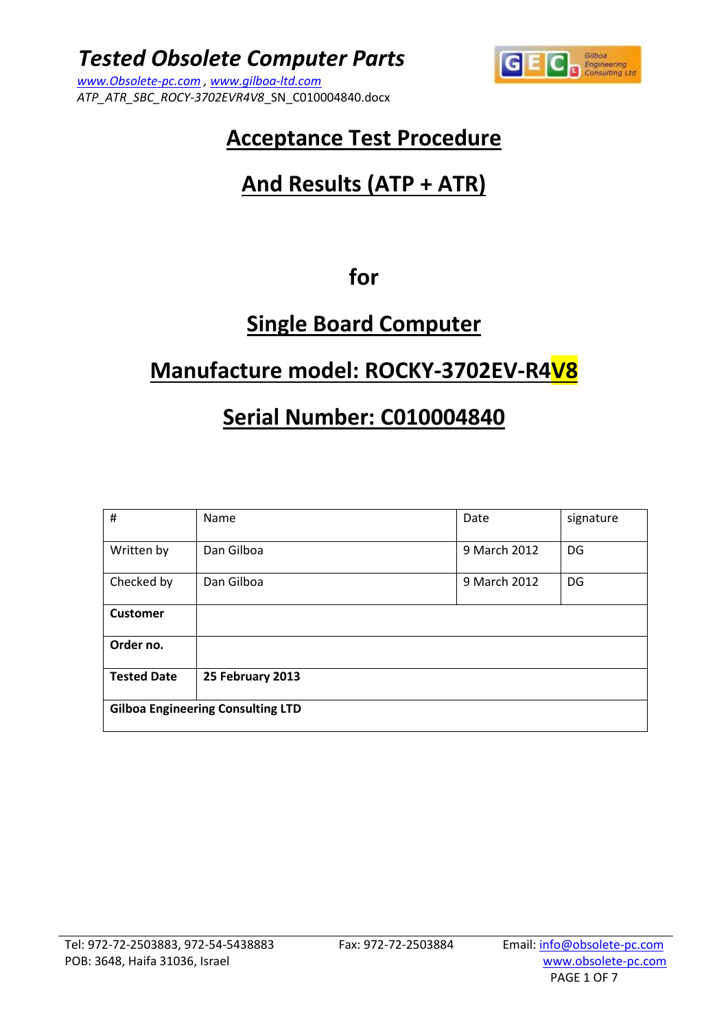# Tested Obsolete Computer Parts

www.Obsolete-pc.com , www.gilboa-ltd.com
*ATP_ATR_SBC_ROCKY-3702EVR4V8_SN_C010004840.docx*

## Acceptance Test Procedure

## And Results (ATP + ATR)

## for

## Single Board Computer

## Manufacture model: ROCKY-3702EV-R4V8

## Serial Number: C010004840

| # | Name | Date | signature |
|---|---|---|---|
| Written by | Dan Gilboa | 9 March 2012 | DG |
| Checked by | Dan Gilboa | 9 March 2012 | DG |
| **Customer** | | | |
| **Order no.** | | | |
| **Tested Date** | **25 February 2013** | | |
| **Gilboa Engineering Consulting LTD** | | | |

Tel: 972-72-2503883, 972-54-5438883 Fax: 972-72-2503884 Email: info@obsolete-pc.com
POB: 3648, Haifa 31036, Israel www.obsolete-pc.com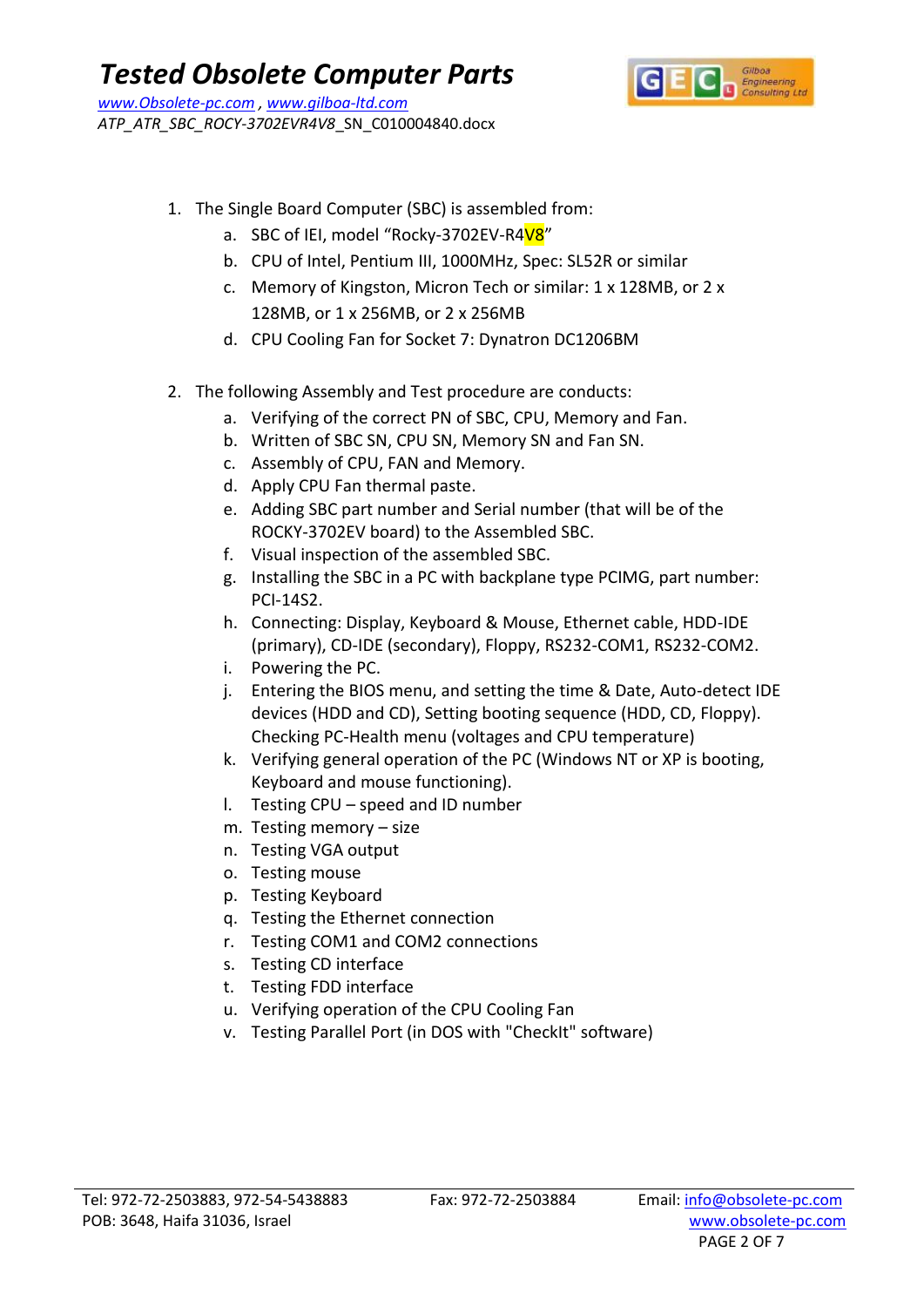1. The Single Board Computer (SBC) is assembled from:
    a. SBC of IEI, model "Rocky-3702EV-R4V8"
    b. CPU of Intel, Pentium III, 1000MHz, Spec: SL52R or similar
    c. Memory of Kingston, Micron Tech or similar: 1 x 128MB, or 2 x 128MB, or 1 x 256MB, or 2 x 256MB
    d. CPU Cooling Fan for Socket 7: Dynatron DC1206BM

2. The following Assembly and Test procedure are conducts:
    a. Verifying of the correct PN of SBC, CPU, Memory and Fan.
    b. Written of SBC SN, CPU SN, Memory SN and Fan SN.
    c. Assembly of CPU, FAN and Memory.
    d. Apply CPU Fan thermal paste.
    e. Adding SBC part number and Serial number (that will be of the ROCKY-3702EV board) to the Assembled SBC.
    f. Visual inspection of the assembled SBC.
    g. Installing the SBC in a PC with backplane type PCIMG, part number: PCI-14S2.
    h. Connecting: Display, Keyboard & Mouse, Ethernet cable, HDD-IDE (primary), CD-IDE (secondary), Floppy, RS232-COM1, RS232-COM2.
    i. Powering the PC.
    j. Entering the BIOS menu, and setting the time & Date, Auto-detect IDE devices (HDD and CD), Setting booting sequence (HDD, CD, Floppy). Checking PC-Health menu (voltages and CPU temperature)
    k. Verifying general operation of the PC (Windows NT or XP is booting, Keyboard and mouse functioning).
    l. Testing CPU – speed and ID number
    m. Testing memory – size
    n. Testing VGA output
    o. Testing mouse
    p. Testing Keyboard
    q. Testing the Ethernet connection
    r. Testing COM1 and COM2 connections
    s. Testing CD interface
    t. Testing FDD interface
    u. Verifying operation of the CPU Cooling Fan
    v. Testing Parallel Port (in DOS with "CheckIt" software)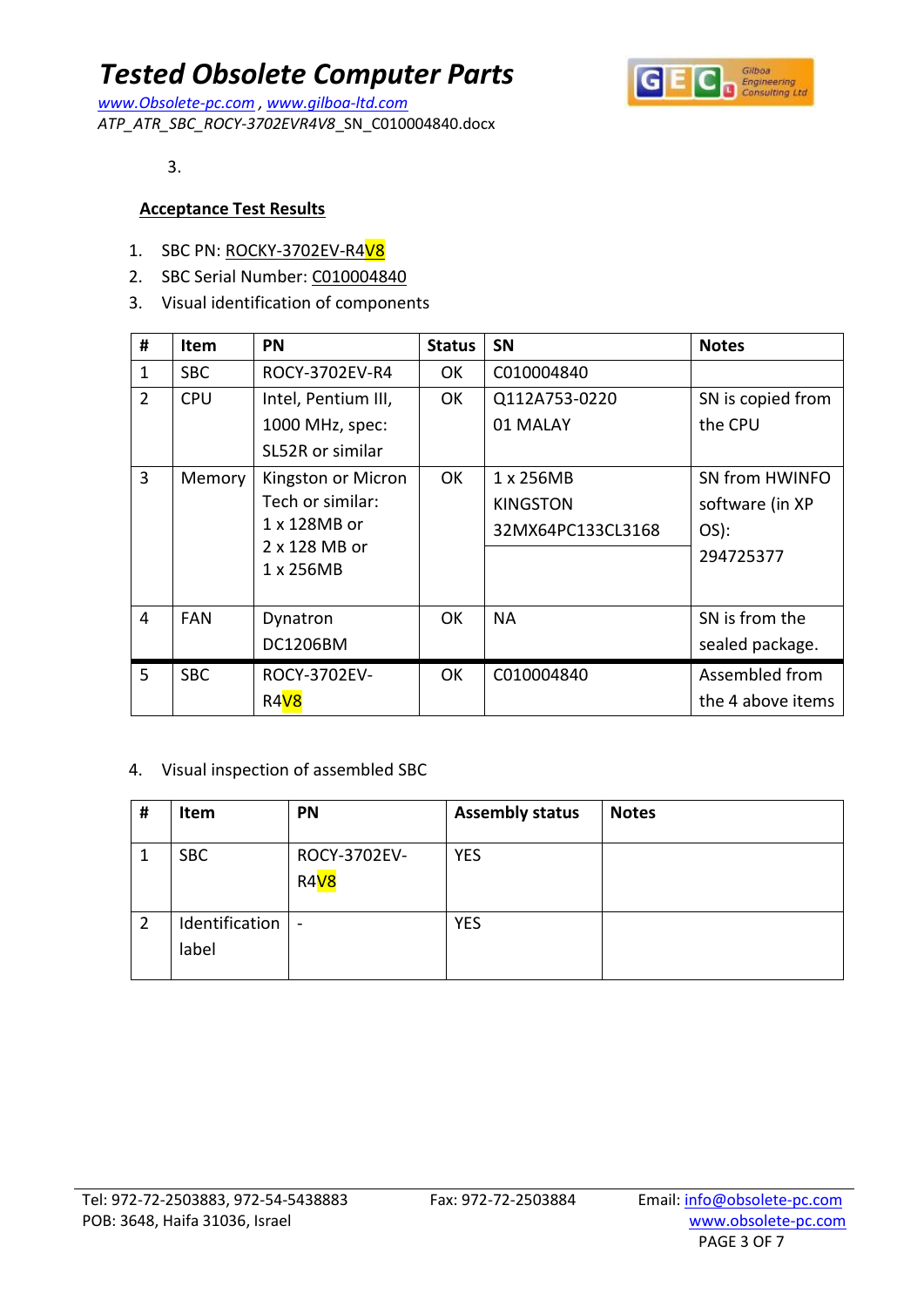3.

**Acceptance Test Results**

1. SBC PN: ROCKY-3702EV-R4V8
2. SBC Serial Number: C010004840
3. Visual identification of components

| # | Item | PN | Status | SN | Notes |
|---|---|---|---|---|---|
| 1 | SBC | ROCY-3702EV-R4 | OK | C010004840 | |
| 2 | CPU | Intel, Pentium III, 1000 MHz, spec: SL52R or similar | OK | Q112A753-0220 01 MALAY | SN is copied from the CPU |
| 3 | Memory | Kingston or Micron Tech or similar: 1 x 128MB or 2 x 128 MB or 1 x 256MB | OK | 1 x 256MB KINGSTON 32MX64PC133CL3168 | SN from HWINFO software (in XP OS): 294725377 |
| 4 | FAN | Dynatron DC1206BM | OK | NA | SN is from the sealed package. |
| 5 | SBC | ROCY-3702EV-R4V8 | OK | C010004840 | Assembled from the 4 above items |

4. Visual inspection of assembled SBC

| # | Item | PN | Assembly status | Notes |
|---|---|---|---|---|
| 1 | SBC | ROCY-3702EV-R4V8 | YES | |
| 2 | Identification label | - | YES | |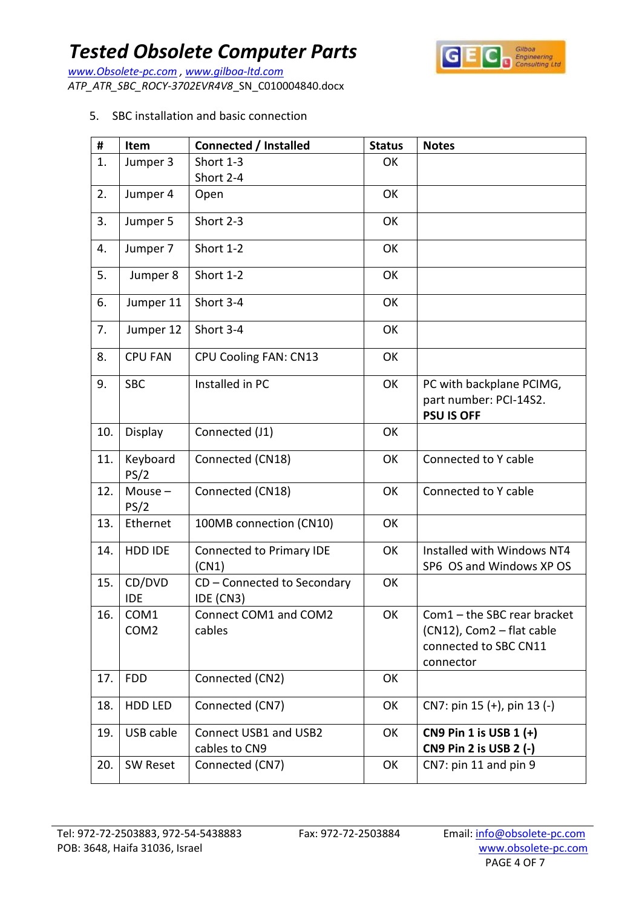5. SBC installation and basic connection

| # | Item | Connected / Installed | Status | Notes |
|---|---|---|---|---|
| 1. | Jumper 3 | Short 1-3<br>Short 2-4 | OK | |
| 2. | Jumper 4 | Open | OK | |
| 3. | Jumper 5 | Short 2-3 | OK | |
| 4. | Jumper 7 | Short 1-2 | OK | |
| 5. | Jumper 8 | Short 1-2 | OK | |
| 6. | Jumper 11 | Short 3-4 | OK | |
| 7. | Jumper 12 | Short 3-4 | OK | |
| 8. | CPU FAN | CPU Cooling FAN: CN13 | OK | |
| 9. | SBC | Installed in PC | OK | PC with backplane PCIMG, part number: PCI-14S2. **PSU IS OFF** |
| 10. | Display | Connected (J1) | OK | |
| 11. | Keyboard PS/2 | Connected (CN18) | OK | Connected to Y cable |
| 12. | Mouse – PS/2 | Connected (CN18) | OK | Connected to Y cable |
| 13. | Ethernet | 100MB connection (CN10) | OK | |
| 14. | HDD IDE | Connected to Primary IDE (CN1) | OK | Installed with Windows NT4 SP6 OS and Windows XP OS |
| 15. | CD/DVD IDE | CD – Connected to Secondary IDE (CN3) | OK | |
| 16. | COM1<br>COM2 | Connect COM1 and COM2 cables | OK | Com1 – the SBC rear bracket (CN12), Com2 – flat cable connected to SBC CN11 connector |
| 17. | FDD | Connected (CN2) | OK | |
| 18. | HDD LED | Connected (CN7) | OK | CN7: pin 15 (+), pin 13 (-) |
| 19. | USB cable | Connect USB1 and USB2 cables to CN9 | OK | **CN9 Pin 1 is USB 1 (+)**<br>**CN9 Pin 2 is USB 2 (-)** |
| 20. | SW Reset | Connected (CN7) | OK | CN7: pin 11 and pin 9 |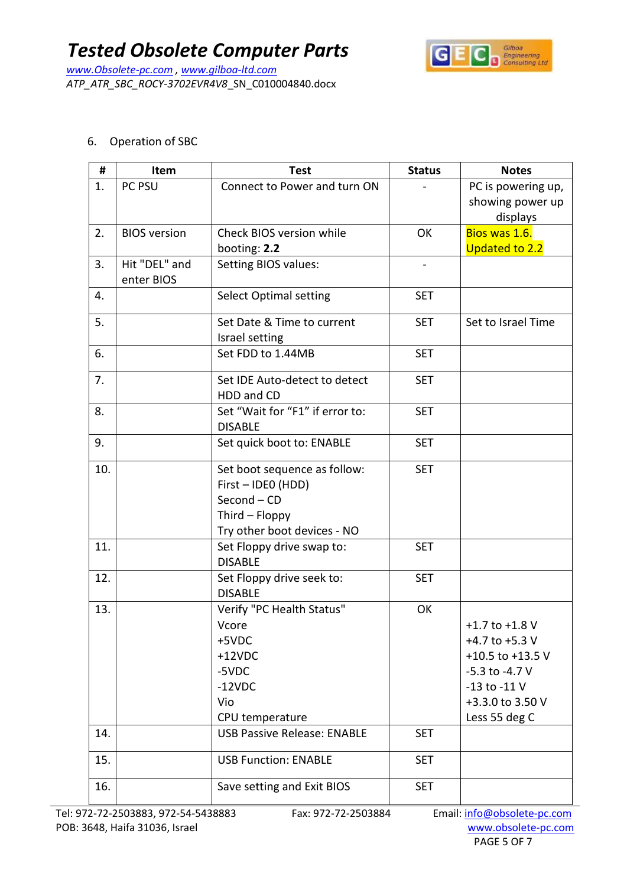6. Operation of SBC

| # | Item | Test | Status | Notes |
|---|---|---|---|---|
| 1. | PC PSU | Connect to Power and turn ON | - | PC is powering up, showing power up displays |
| 2. | BIOS version | Check BIOS version while booting: **2.2** | OK | Bios was 1.6. Updated to 2.2 |
| 3. | Hit "DEL" and enter BIOS | Setting BIOS values: | - | |
| 4. | | Select Optimal setting | SET | |
| 5. | | Set Date & Time to current Israel setting | SET | Set to Israel Time |
| 6. | | Set FDD to 1.44MB | SET | |
| 7. | | Set IDE Auto-detect to detect HDD and CD | SET | |
| 8. | | Set "Wait for "F1" if error to: DISABLE | SET | |
| 9. | | Set quick boot to: ENABLE | SET | |
| 10. | | Set boot sequence as follow:<br>First – IDE0 (HDD)<br>Second – CD<br>Third – Floppy<br>Try other boot devices - NO | SET | |
| 11. | | Set Floppy drive swap to: DISABLE | SET | |
| 12. | | Set Floppy drive seek to: DISABLE | SET | |
| 13. | | Verify "PC Health Status"<br>Vcore<br>+5VDC<br>+12VDC<br>-5VDC<br>-12VDC<br>Vio<br>CPU temperature | OK | <br>+1.7 to +1.8 V<br>+4.7 to +5.3 V<br>+10.5 to +13.5 V<br>-5.3 to -4.7 V<br>-13 to -11 V<br>+3.3.0 to 3.50 V<br>Less 55 deg C |
| 14. | | USB Passive Release: ENABLE | SET | |
| 15. | | USB Function: ENABLE | SET | |
| 16. | | Save setting and Exit BIOS | SET | |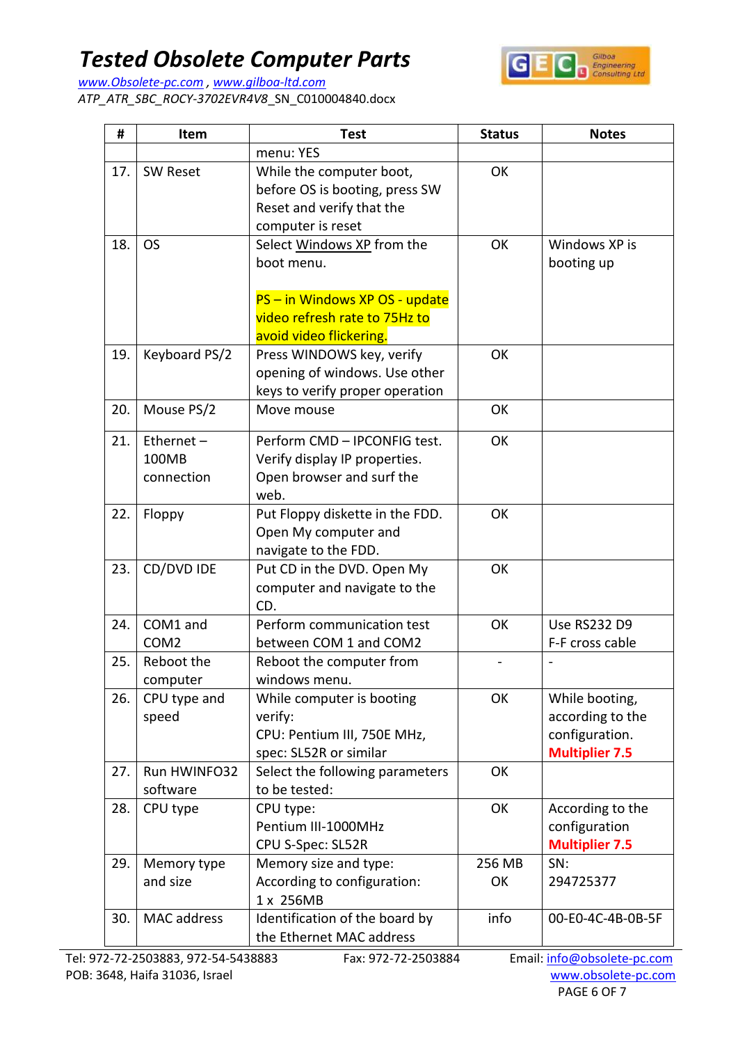| # | Item | Test | Status | Notes |
|---|---|---|---|---|
| | | menu: YES | | |
| 17. | SW Reset | While the computer boot, before OS is booting, press SW Reset and verify that the computer is reset | OK | |
| 18. | OS | Select Windows XP from the boot menu.<br><br>PS – in Windows XP OS - update video refresh rate to 75Hz to avoid video flickering. | OK | Windows XP is booting up |
| 19. | Keyboard PS/2 | Press WINDOWS key, verify opening of windows. Use other keys to verify proper operation | OK | |
| 20. | Mouse PS/2 | Move mouse | OK | |
| 21. | Ethernet – 100MB connection | Perform CMD – IPCONFIG test. Verify display IP properties. Open browser and surf the web. | OK | |
| 22. | Floppy | Put Floppy diskette in the FDD. Open My computer and navigate to the FDD. | OK | |
| 23. | CD/DVD IDE | Put CD in the DVD. Open My computer and navigate to the CD. | OK | |
| 24. | COM1 and COM2 | Perform communication test between COM 1 and COM2 | OK | Use RS232 D9 F-F cross cable |
| 25. | Reboot the computer | Reboot the computer from windows menu. | - | - |
| 26. | CPU type and speed | While computer is booting verify:<br>CPU: Pentium III, 750E MHz,<br>spec: SL52R or similar | OK | While booting, according to the configuration.<br>**Multiplier 7.5** |
| 27. | Run HWINFO32 software | Select the following parameters to be tested: | OK | |
| 28. | CPU type | CPU type:<br>Pentium III-1000MHz<br>CPU S-Spec: SL52R | OK | According to the configuration<br>**Multiplier 7.5** |
| 29. | Memory type and size | Memory size and type:<br>According to configuration:<br>1 x 256MB | 256 MB OK | SN:<br>294725377 |
| 30. | MAC address | Identification of the board by the Ethernet MAC address | info | 00-E0-4C-4B-0B-5F |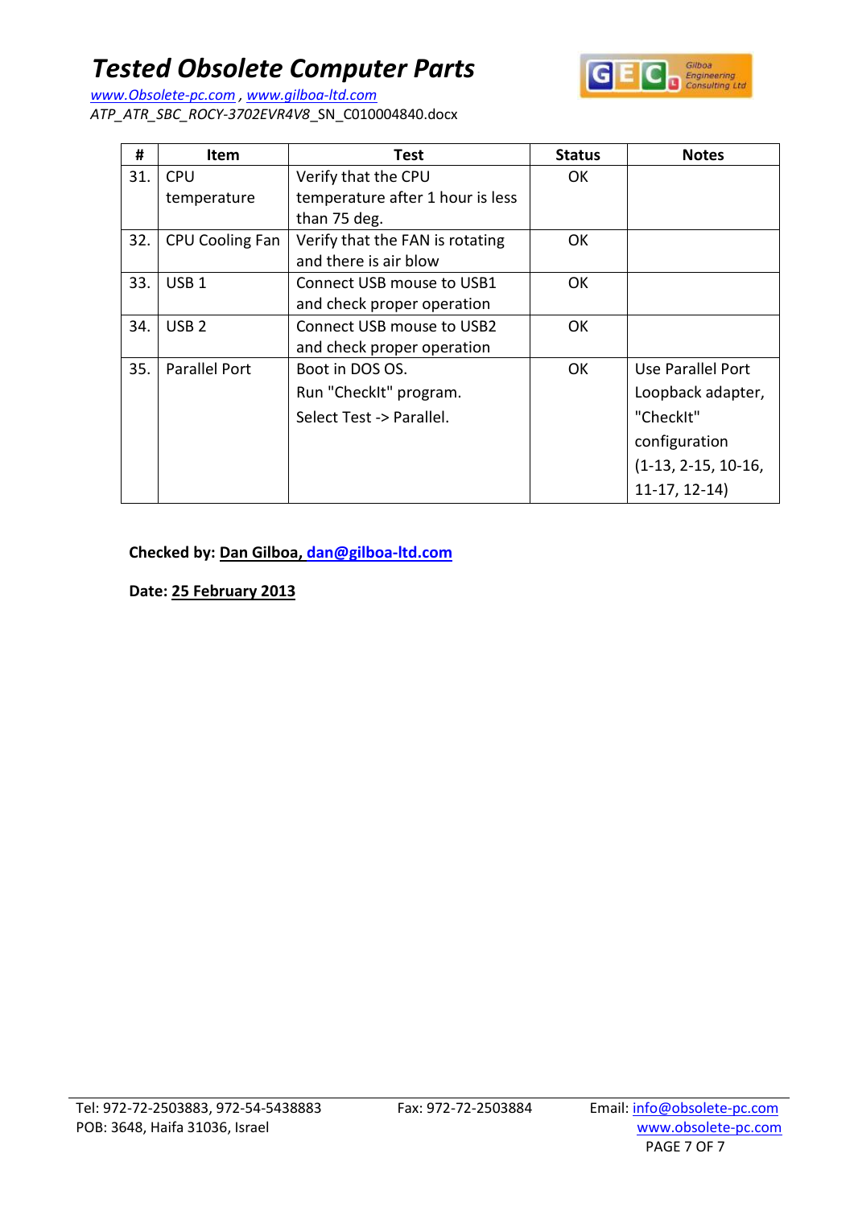| # | Item | Test | Status | Notes |
|---|---|---|---|---|
| 31. | CPU temperature | Verify that the CPU temperature after 1 hour is less than 75 deg. | OK | |
| 32. | CPU Cooling Fan | Verify that the FAN is rotating and there is air blow | OK | |
| 33. | USB 1 | Connect USB mouse to USB1 and check proper operation | OK | |
| 34. | USB 2 | Connect USB mouse to USB2 and check proper operation | OK | |
| 35. | Parallel Port | Boot in DOS OS. Run "CheckIt" program. Select Test -> Parallel. | OK | Use Parallel Port Loopback adapter, "CheckIt" configuration (1-13, 2-15, 10-16, 11-17, 12-14) |

**Checked by: Dan Gilboa, dan@gilboa-ltd.com**

**Date: 25 February 2013**